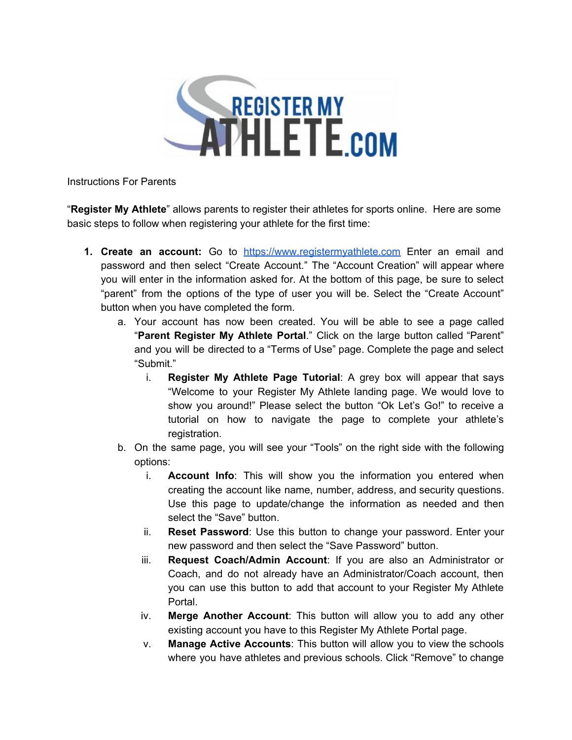Instructions For Parents

"**Register My Athlete**" allows parents to register their athletes for sports online. Here are some basic steps to follow when registering your athlete for the first time:

1. **Create an account:** Go to [https://www.registermyathlete.com](https://www.registermyathlete.com) Enter an email and password and then select "Create Account." The "Account Creation" will appear where you will enter in the information asked for. At the bottom of this page, be sure to select "parent" from the options of the type of user you will be. Select the "Create Account" button when you have completed the form.
    a. Your account has now been created. You will be able to see a page called "**Parent Register My Athlete Portal**." Click on the large button called "Parent" and you will be directed to a "Terms of Use" page. Complete the page and select "Submit."
        i. **Register My Athlete Page Tutorial**: A grey box will appear that says "Welcome to your Register My Athlete landing page. We would love to show you around!" Please select the button "Ok Let's Go!" to receive a tutorial on how to navigate the page to complete your athlete's registration.
    b. On the same page, you will see your "Tools" on the right side with the following options:
        i. **Account Info**: This will show you the information you entered when creating the account like name, number, address, and security questions. Use this page to update/change the information as needed and then select the "Save" button.
        ii. **Reset Password**: Use this button to change your password. Enter your new password and then select the "Save Password" button.
        iii. **Request Coach/Admin Account**: If you are also an Administrator or Coach, and do not already have an Administrator/Coach account, then you can use this button to add that account to your Register My Athlete Portal.
        iv. **Merge Another Account**: This button will allow you to add any other existing account you have to this Register My Athlete Portal page.
        v. **Manage Active Accounts**: This button will allow you to view the schools where you have athletes and previous schools. Click "Remove" to change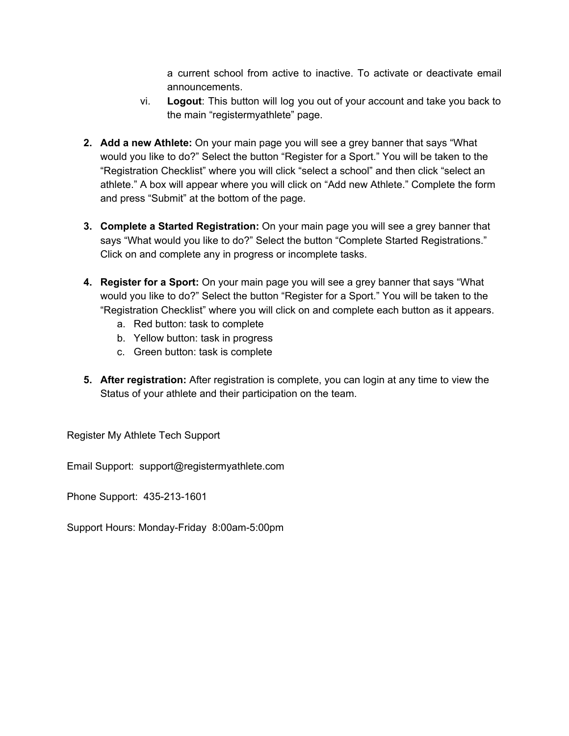a current school from active to inactive. To activate or deactivate email announcements.

vi. **Logout**: This button will log you out of your account and take you back to the main "registermyathlete" page.

2. **Add a new Athlete:** On your main page you will see a grey banner that says "What would you like to do?" Select the button "Register for a Sport." You will be taken to the "Registration Checklist" where you will click "select a school" and then click "select an athlete." A box will appear where you will click on "Add new Athlete." Complete the form and press "Submit" at the bottom of the page.

3. **Complete a Started Registration:** On your main page you will see a grey banner that says "What would you like to do?" Select the button "Complete Started Registrations." Click on and complete any in progress or incomplete tasks.

4. **Register for a Sport:** On your main page you will see a grey banner that says "What would you like to do?" Select the button "Register for a Sport." You will be taken to the "Registration Checklist" where you will click on and complete each button as it appears.
    a. Red button: task to complete
    b. Yellow button: task in progress
    c. Green button: task is complete

5. **After registration:** After registration is complete, you can login at any time to view the Status of your athlete and their participation on the team.

Register My Athlete Tech Support

Email Support: support@registermyathlete.com

Phone Support: 435-213-1601

Support Hours: Monday-Friday 8:00am-5:00pm